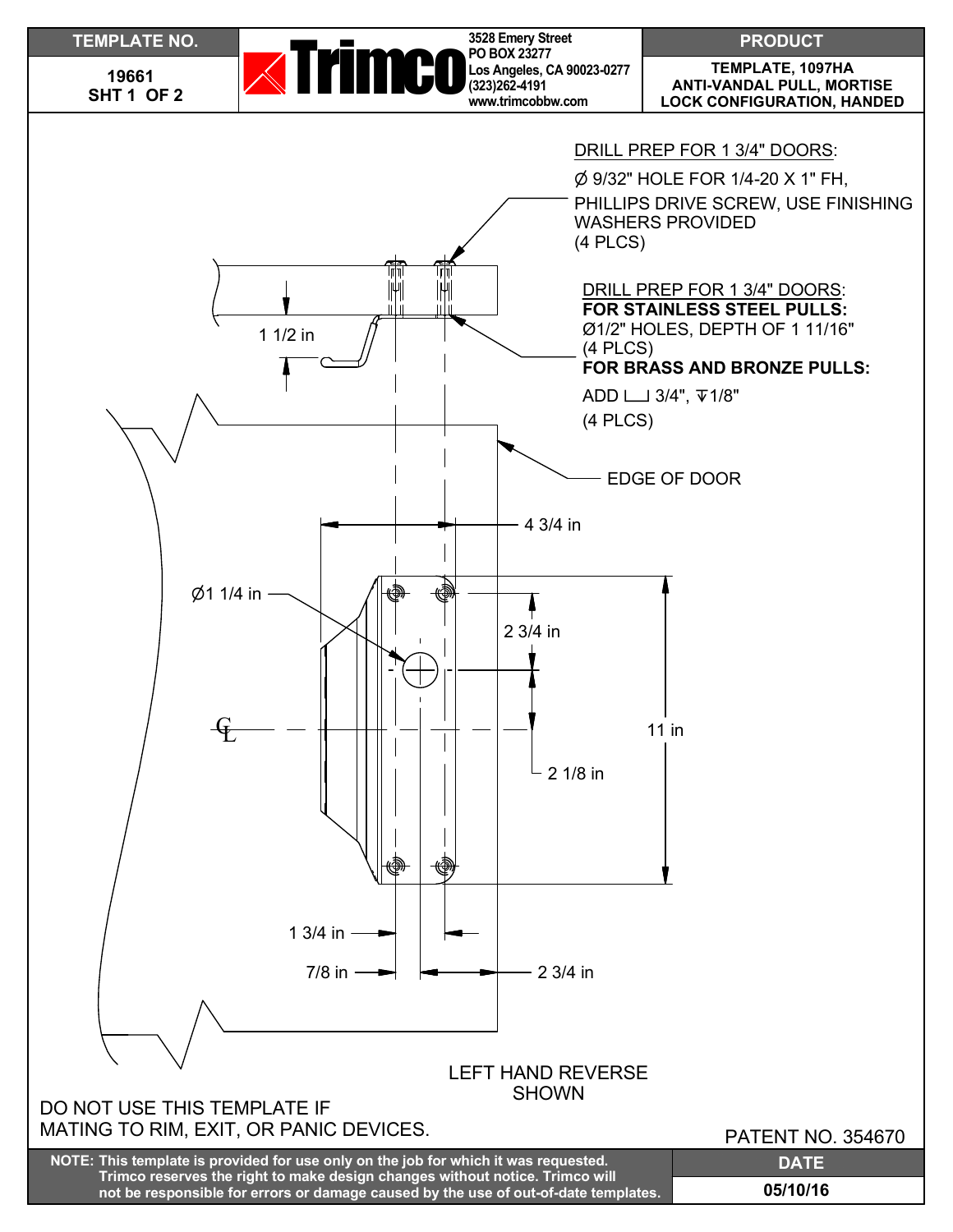| TEMPLATE NO. | Trimco | PRODUCT |
| --- | --- | --- |
| 19661 SHT 1 OF 2 | 3528 Emery Street<br>PO BOX 23277<br>Los Angeles, CA 90023-0277<br>(323)262-4191<br>www.trimcobbw.com | TEMPLATE, 1097HA ANTI-VANDAL PULL, MORTISE LOCK CONFIGURATION, HANDED |

DRILL PREP FOR 1 3/4" DOORS:

Ø 9/32" HOLE FOR 1/4-20 X 1" FH, PHILLIPS DRIVE SCREW, USE FINISHING WASHERS PROVIDED (4 PLCS)

DRILL PREP FOR 1 3/4" DOORS:

**FOR STAINLESS STEEL PULLS:**

Ø1/2" HOLES, DEPTH OF 1 11/16" (4 PLCS)

**FOR BRASS AND BRONZE PULLS:**

ADD ⌴ 3/4", ↧1/8" (4 PLCS)

EDGE OF DOOR

1 1/2 in

4 3/4 in

Ø1 1/4 in

2 3/4 in

11 in

2 1/8 in

CL

1 3/4 in

7/8 in

2 3/4 in

LEFT HAND REVERSE SHOWN

DO NOT USE THIS TEMPLATE IF MATING TO RIM, EXIT, OR PANIC DEVICES.

PATENT NO. 354670

| NOTE: This template is provided for use only on the job for which it was requested. Trimco reserves the right to make design changes without notice. Trimco will not be responsible for errors or damage caused by the use of out-of-date templates. | DATE |
| --- | --- |
| | 05/10/16 |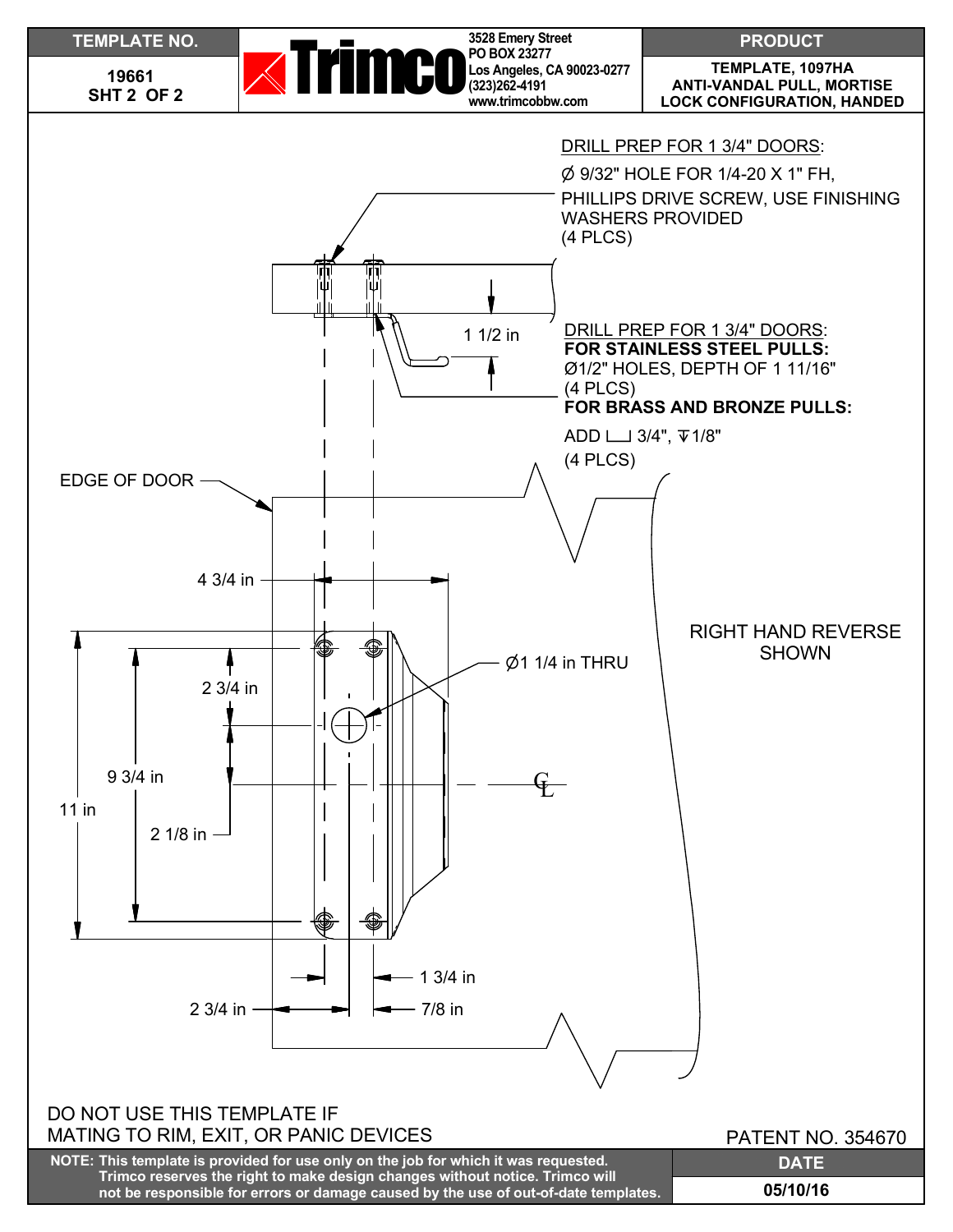| TEMPLATE NO. | Trimco | PRODUCT |
| --- | --- | --- |
| 19661<br>SHT 2 OF 2 | 3528 Emery Street<br>PO BOX 23277<br>Los Angeles, CA 90023-0277<br>(323)262-4191<br>www.trimcobbw.com | TEMPLATE, 1097HA<br>ANTI-VANDAL PULL, MORTISE<br>LOCK CONFIGURATION, HANDED |

DRILL PREP FOR 1 3/4" DOORS:

Ø 9/32" HOLE FOR 1/4-20 X 1" FH, PHILLIPS DRIVE SCREW, USE FINISHING WASHERS PROVIDED (4 PLCS)

1 1/2 in

DRILL PREP FOR 1 3/4" DOORS:
**FOR STAINLESS STEEL PULLS:**
Ø1/2" HOLES, DEPTH OF 1 11/16" (4 PLCS)
**FOR BRASS AND BRONZE PULLS:**
ADD ⌴ 3/4", ↧1/8" (4 PLCS)

EDGE OF DOOR

4 3/4 in

RIGHT HAND REVERSE SHOWN

2 3/4 in

Ø1 1/4 in THRU

9 3/4 in

11 in

℄

2 1/8 in

1 3/4 in

2 3/4 in

7/8 in

DO NOT USE THIS TEMPLATE IF MATING TO RIM, EXIT, OR PANIC DEVICES

PATENT NO. 354670

**NOTE: This template is provided for use only on the job for which it was requested. Trimco reserves the right to make design changes without notice. Trimco will not be responsible for errors or damage caused by the use of out-of-date templates.**

| DATE |
| --- |
| 05/10/16 |